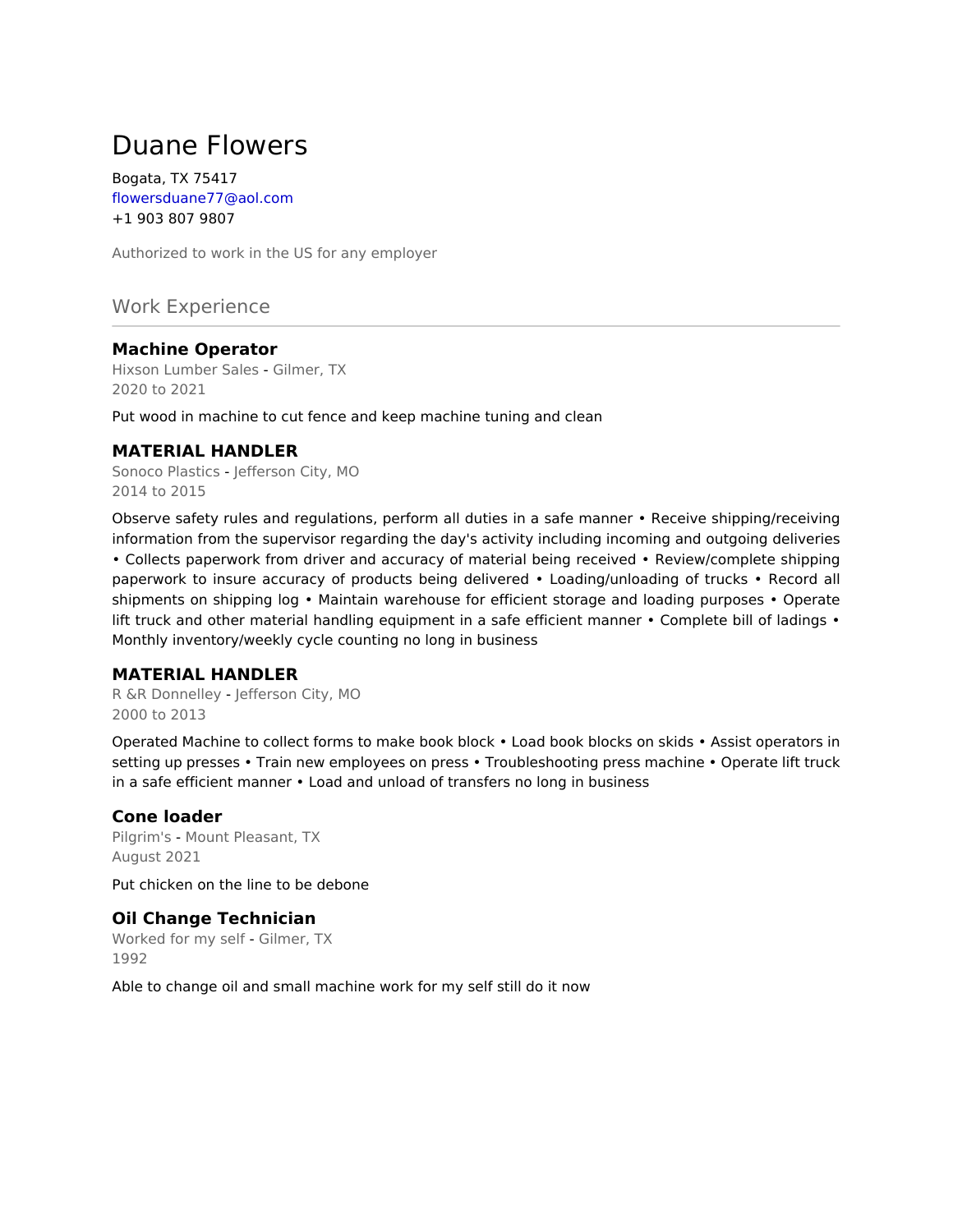# Duane Flowers

Bogata, TX 75417
flowersduane77@aol.com
+1 903 807 9807

Authorized to work in the US for any employer

## Work Experience

### Machine Operator

Hixson Lumber Sales - Gilmer, TX
2020 to 2021

Put wood in machine to cut fence and keep machine tuning and clean

### MATERIAL HANDLER

Sonoco Plastics - Jefferson City, MO
2014 to 2015

Observe safety rules and regulations, perform all duties in a safe manner • Receive shipping/receiving information from the supervisor regarding the day's activity including incoming and outgoing deliveries • Collects paperwork from driver and accuracy of material being received • Review/complete shipping paperwork to insure accuracy of products being delivered • Loading/unloading of trucks • Record all shipments on shipping log • Maintain warehouse for efficient storage and loading purposes • Operate lift truck and other material handling equipment in a safe efficient manner • Complete bill of ladings • Monthly inventory/weekly cycle counting no long in business

### MATERIAL HANDLER

R &R Donnelley - Jefferson City, MO
2000 to 2013

Operated Machine to collect forms to make book block • Load book blocks on skids • Assist operators in setting up presses • Train new employees on press • Troubleshooting press machine • Operate lift truck in a safe efficient manner • Load and unload of transfers no long in business

### Cone loader

Pilgrim's - Mount Pleasant, TX
August 2021

Put chicken on the line to be debone

### Oil Change Technician

Worked for my self - Gilmer, TX
1992

Able to change oil and small machine work for my self still do it now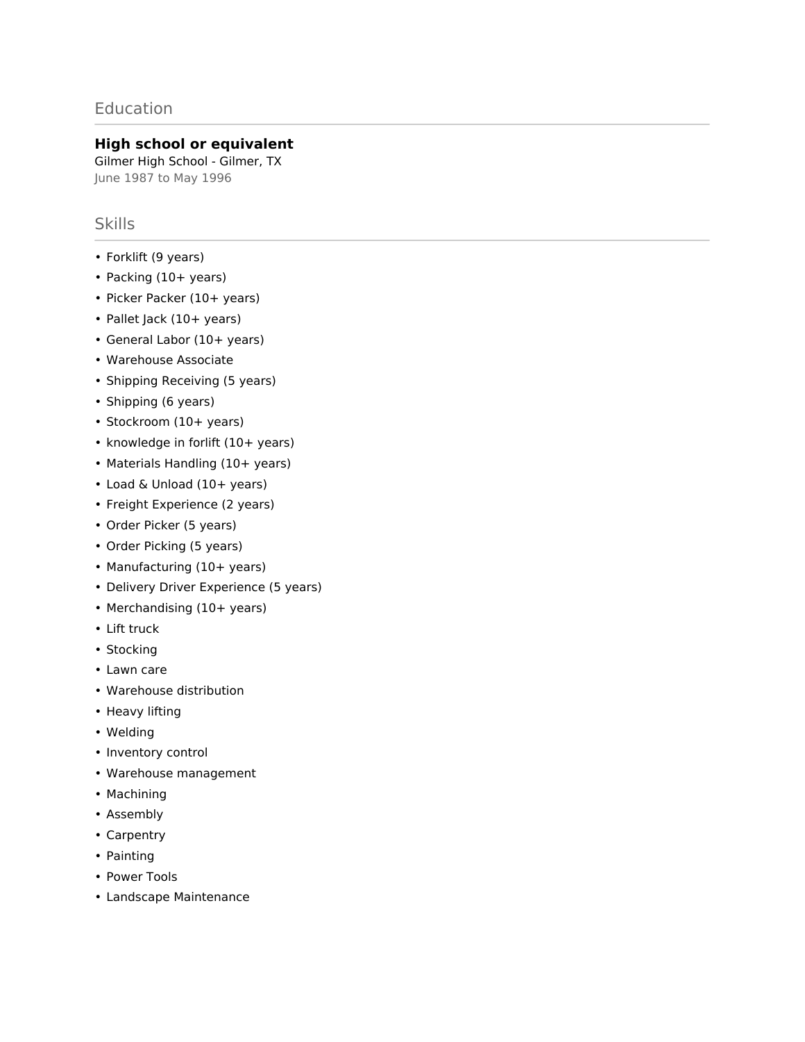## Education

### High school or equivalent

Gilmer High School - Gilmer, TX
June 1987 to May 1996

## Skills

- Forklift (9 years)
- Packing (10+ years)
- Picker Packer (10+ years)
- Pallet Jack (10+ years)
- General Labor (10+ years)
- Warehouse Associate
- Shipping Receiving (5 years)
- Shipping (6 years)
- Stockroom (10+ years)
- knowledge in forlift (10+ years)
- Materials Handling (10+ years)
- Load & Unload (10+ years)
- Freight Experience (2 years)
- Order Picker (5 years)
- Order Picking (5 years)
- Manufacturing (10+ years)
- Delivery Driver Experience (5 years)
- Merchandising (10+ years)
- Lift truck
- Stocking
- Lawn care
- Warehouse distribution
- Heavy lifting
- Welding
- Inventory control
- Warehouse management
- Machining
- Assembly
- Carpentry
- Painting
- Power Tools
- Landscape Maintenance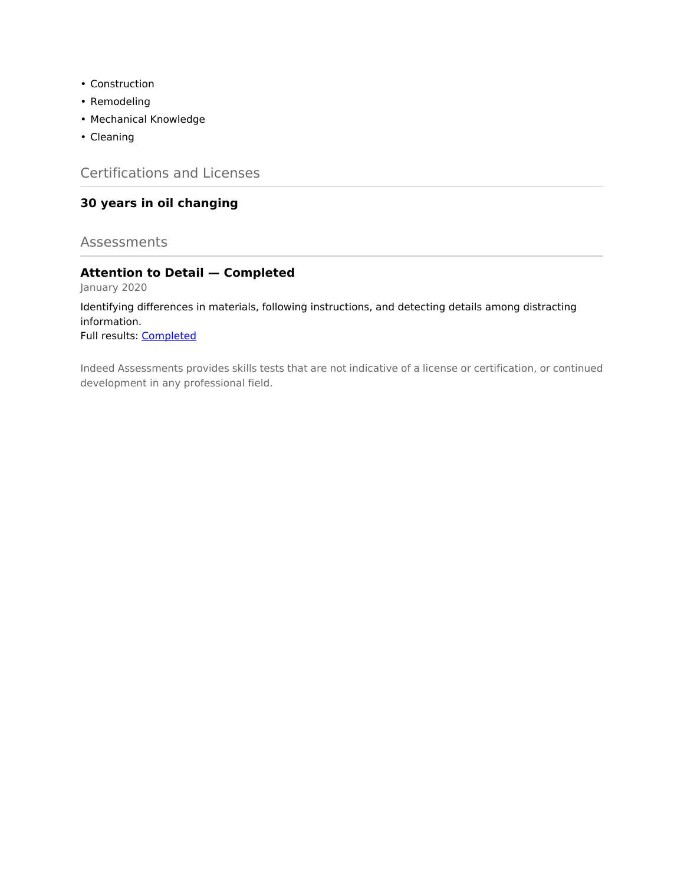- Construction
- Remodeling
- Mechanical Knowledge
- Cleaning

## Certifications and Licenses

### 30 years in oil changing

## Assessments

### Attention to Detail — Completed

January 2020

Identifying differences in materials, following instructions, and detecting details among distracting information.
Full results: Completed

Indeed Assessments provides skills tests that are not indicative of a license or certification, or continued development in any professional field.